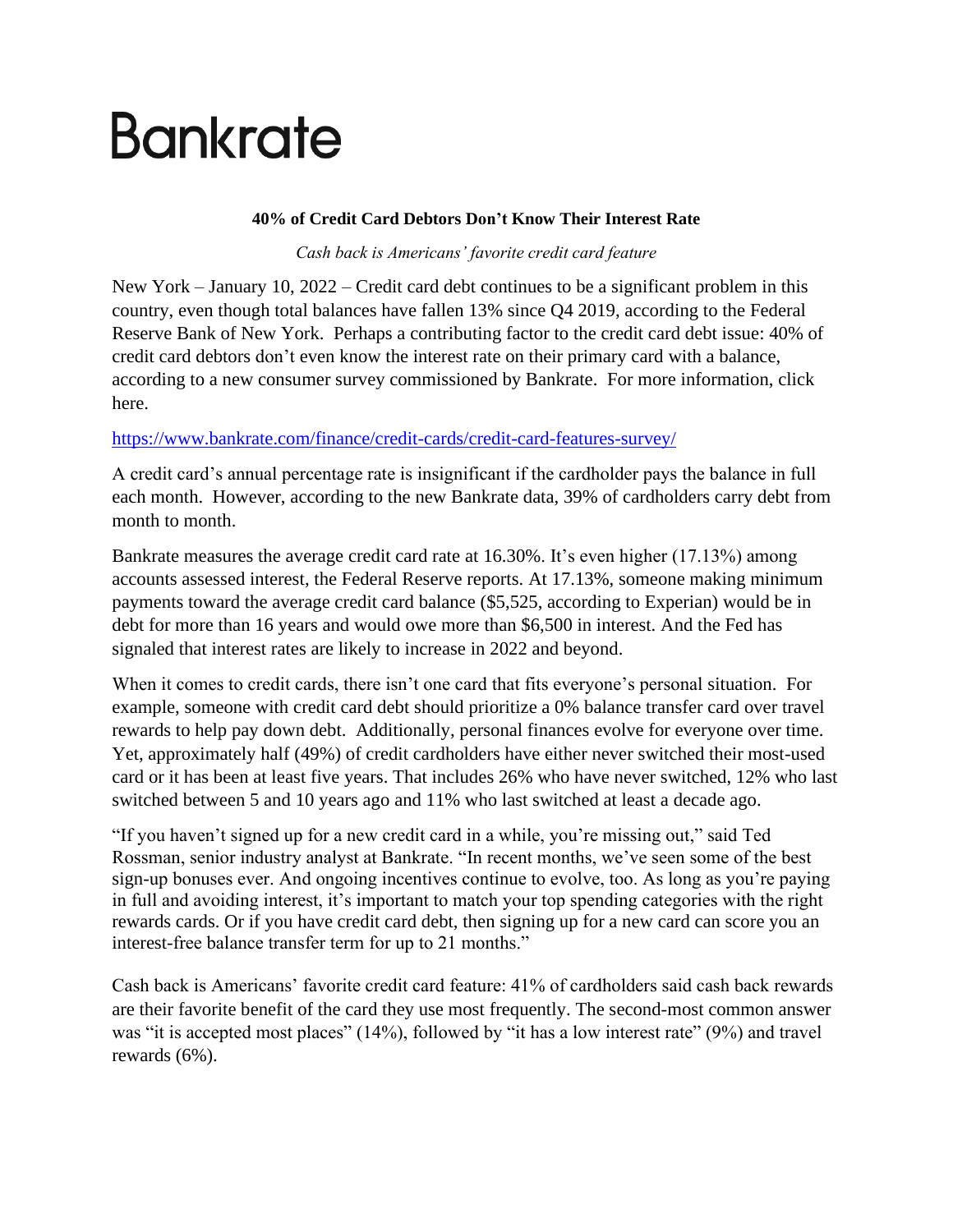# Bankrate

**40% of Credit Card Debtors Don't Know Their Interest Rate**

*Cash back is Americans' favorite credit card feature*

New York – January 10, 2022 – Credit card debt continues to be a significant problem in this country, even though total balances have fallen 13% since Q4 2019, according to the Federal Reserve Bank of New York. Perhaps a contributing factor to the credit card debt issue: 40% of credit card debtors don't even know the interest rate on their primary card with a balance, according to a new consumer survey commissioned by Bankrate. For more information, click here.

https://www.bankrate.com/finance/credit-cards/credit-card-features-survey/

A credit card's annual percentage rate is insignificant if the cardholder pays the balance in full each month. However, according to the new Bankrate data, 39% of cardholders carry debt from month to month.

Bankrate measures the average credit card rate at 16.30%. It's even higher (17.13%) among accounts assessed interest, the Federal Reserve reports. At 17.13%, someone making minimum payments toward the average credit card balance ($5,525, according to Experian) would be in debt for more than 16 years and would owe more than $6,500 in interest. And the Fed has signaled that interest rates are likely to increase in 2022 and beyond.

When it comes to credit cards, there isn't one card that fits everyone's personal situation. For example, someone with credit card debt should prioritize a 0% balance transfer card over travel rewards to help pay down debt. Additionally, personal finances evolve for everyone over time. Yet, approximately half (49%) of credit cardholders have either never switched their most-used card or it has been at least five years. That includes 26% who have never switched, 12% who last switched between 5 and 10 years ago and 11% who last switched at least a decade ago.

"If you haven't signed up for a new credit card in a while, you're missing out," said Ted Rossman, senior industry analyst at Bankrate. "In recent months, we've seen some of the best sign-up bonuses ever. And ongoing incentives continue to evolve, too. As long as you're paying in full and avoiding interest, it's important to match your top spending categories with the right rewards cards. Or if you have credit card debt, then signing up for a new card can score you an interest-free balance transfer term for up to 21 months."

Cash back is Americans' favorite credit card feature: 41% of cardholders said cash back rewards are their favorite benefit of the card they use most frequently. The second-most common answer was "it is accepted most places" (14%), followed by "it has a low interest rate" (9%) and travel rewards (6%).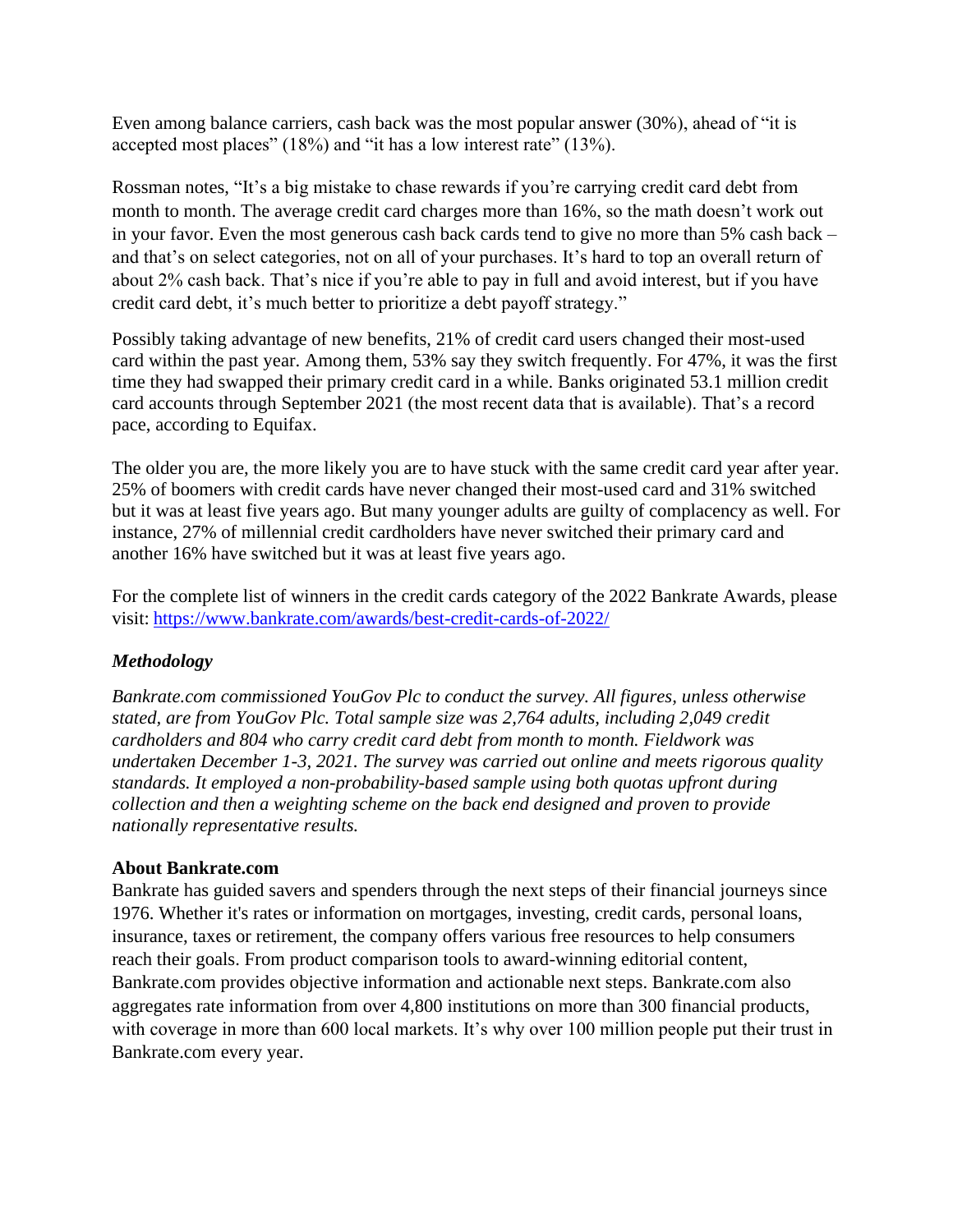Even among balance carriers, cash back was the most popular answer (30%), ahead of "it is accepted most places" (18%) and "it has a low interest rate" (13%).

Rossman notes, "It's a big mistake to chase rewards if you're carrying credit card debt from month to month. The average credit card charges more than 16%, so the math doesn't work out in your favor. Even the most generous cash back cards tend to give no more than 5% cash back – and that's on select categories, not on all of your purchases. It's hard to top an overall return of about 2% cash back. That's nice if you're able to pay in full and avoid interest, but if you have credit card debt, it's much better to prioritize a debt payoff strategy."

Possibly taking advantage of new benefits, 21% of credit card users changed their most-used card within the past year. Among them, 53% say they switch frequently. For 47%, it was the first time they had swapped their primary credit card in a while. Banks originated 53.1 million credit card accounts through September 2021 (the most recent data that is available). That's a record pace, according to Equifax.

The older you are, the more likely you are to have stuck with the same credit card year after year. 25% of boomers with credit cards have never changed their most-used card and 31% switched but it was at least five years ago. But many younger adults are guilty of complacency as well. For instance, 27% of millennial credit cardholders have never switched their primary card and another 16% have switched but it was at least five years ago.

For the complete list of winners in the credit cards category of the 2022 Bankrate Awards, please visit: https://www.bankrate.com/awards/best-credit-cards-of-2022/

### *Methodology*

*Bankrate.com commissioned YouGov Plc to conduct the survey. All figures, unless otherwise stated, are from YouGov Plc. Total sample size was 2,764 adults, including 2,049 credit cardholders and 804 who carry credit card debt from month to month. Fieldwork was undertaken December 1-3, 2021. The survey was carried out online and meets rigorous quality standards. It employed a non-probability-based sample using both quotas upfront during collection and then a weighting scheme on the back end designed and proven to provide nationally representative results.*

### **About Bankrate.com**

Bankrate has guided savers and spenders through the next steps of their financial journeys since 1976. Whether it's rates or information on mortgages, investing, credit cards, personal loans, insurance, taxes or retirement, the company offers various free resources to help consumers reach their goals. From product comparison tools to award-winning editorial content, Bankrate.com provides objective information and actionable next steps. Bankrate.com also aggregates rate information from over 4,800 institutions on more than 300 financial products, with coverage in more than 600 local markets. It's why over 100 million people put their trust in Bankrate.com every year.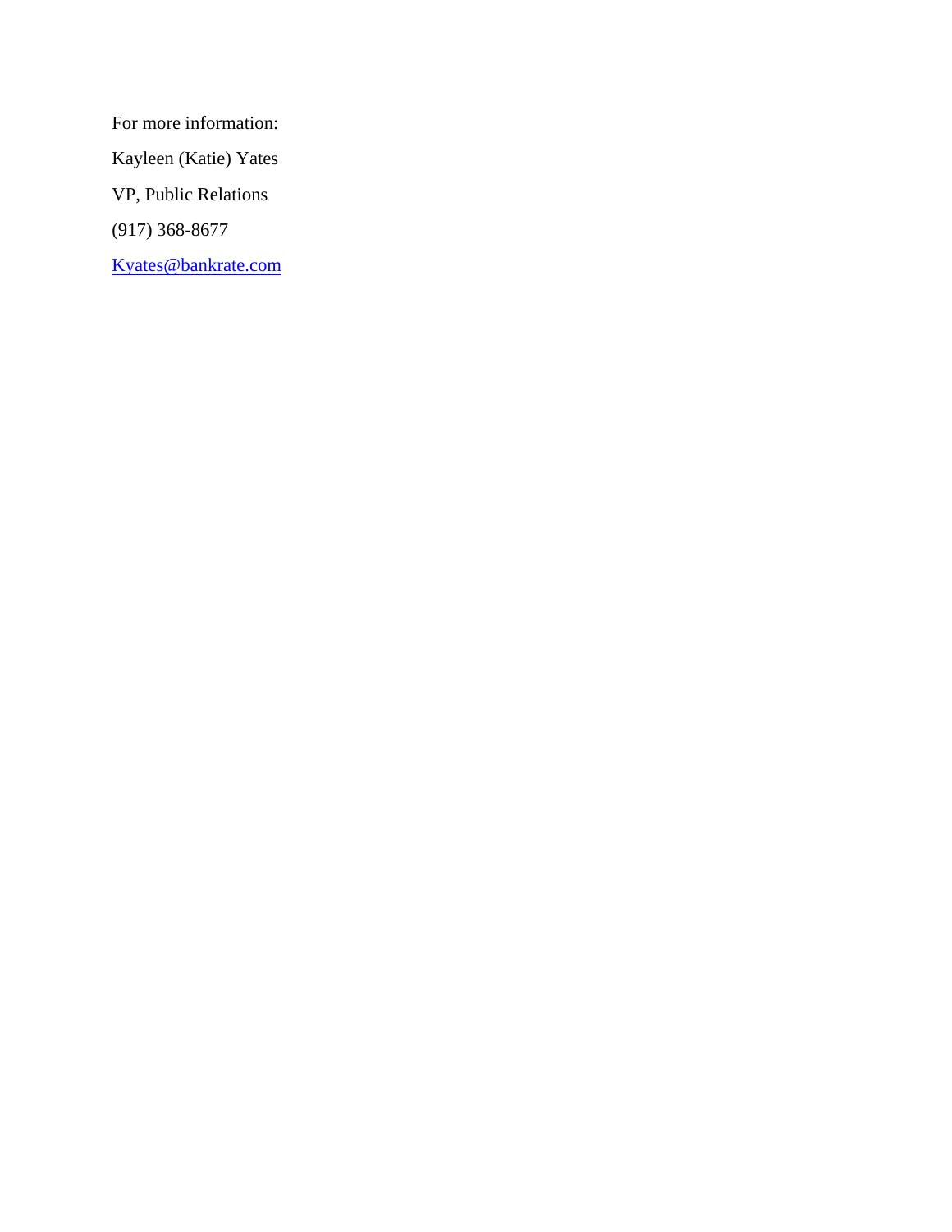For more information:

Kayleen (Katie) Yates

VP, Public Relations

(917) 368-8677

Kyates@bankrate.com